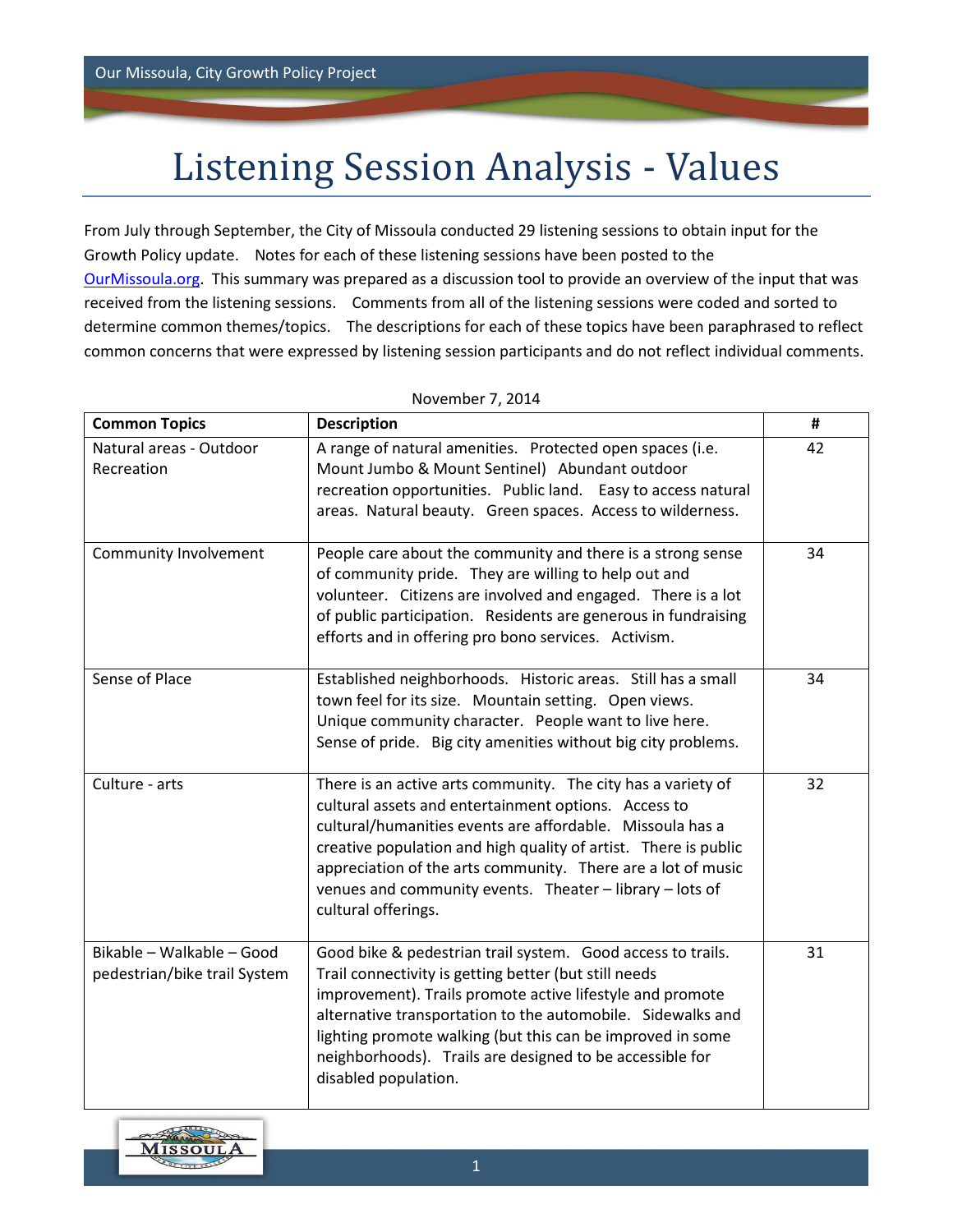# Listening Session Analysis - Values

From July through September, the City of Missoula conducted 29 listening sessions to obtain input for the Growth Policy update. Notes for each of these listening sessions have been posted to the [OurMissoula.org](OurMissoula.org). This summary was prepared as a discussion tool to provide an overview of the input that was received from the listening sessions. Comments from all of the listening sessions were coded and sorted to determine common themes/topics. The descriptions for each of these topics have been paraphrased to reflect common concerns that were expressed by listening session participants and do not reflect individual comments.

November 7, 2014

| Common Topics | Description | # |
|---|---|---|
| Natural areas - Outdoor Recreation | A range of natural amenities. Protected open spaces (i.e. Mount Jumbo & Mount Sentinel) Abundant outdoor recreation opportunities. Public land. Easy to access natural areas. Natural beauty. Green spaces. Access to wilderness. | 42 |
| Community Involvement | People care about the community and there is a strong sense of community pride. They are willing to help out and volunteer. Citizens are involved and engaged. There is a lot of public participation. Residents are generous in fundraising efforts and in offering pro bono services. Activism. | 34 |
| Sense of Place | Established neighborhoods. Historic areas. Still has a small town feel for its size. Mountain setting. Open views. Unique community character. People want to live here. Sense of pride. Big city amenities without big city problems. | 34 |
| Culture - arts | There is an active arts community. The city has a variety of cultural assets and entertainment options. Access to cultural/humanities events are affordable. Missoula has a creative population and high quality of artist. There is public appreciation of the arts community. There are a lot of music venues and community events. Theater – library – lots of cultural offerings. | 32 |
| Bikable – Walkable – Good pedestrian/bike trail System | Good bike & pedestrian trail system. Good access to trails. Trail connectivity is getting better (but still needs improvement). Trails promote active lifestyle and promote alternative transportation to the automobile. Sidewalks and lighting promote walking (but this can be improved in some neighborhoods). Trails are designed to be accessible for disabled population. | 31 |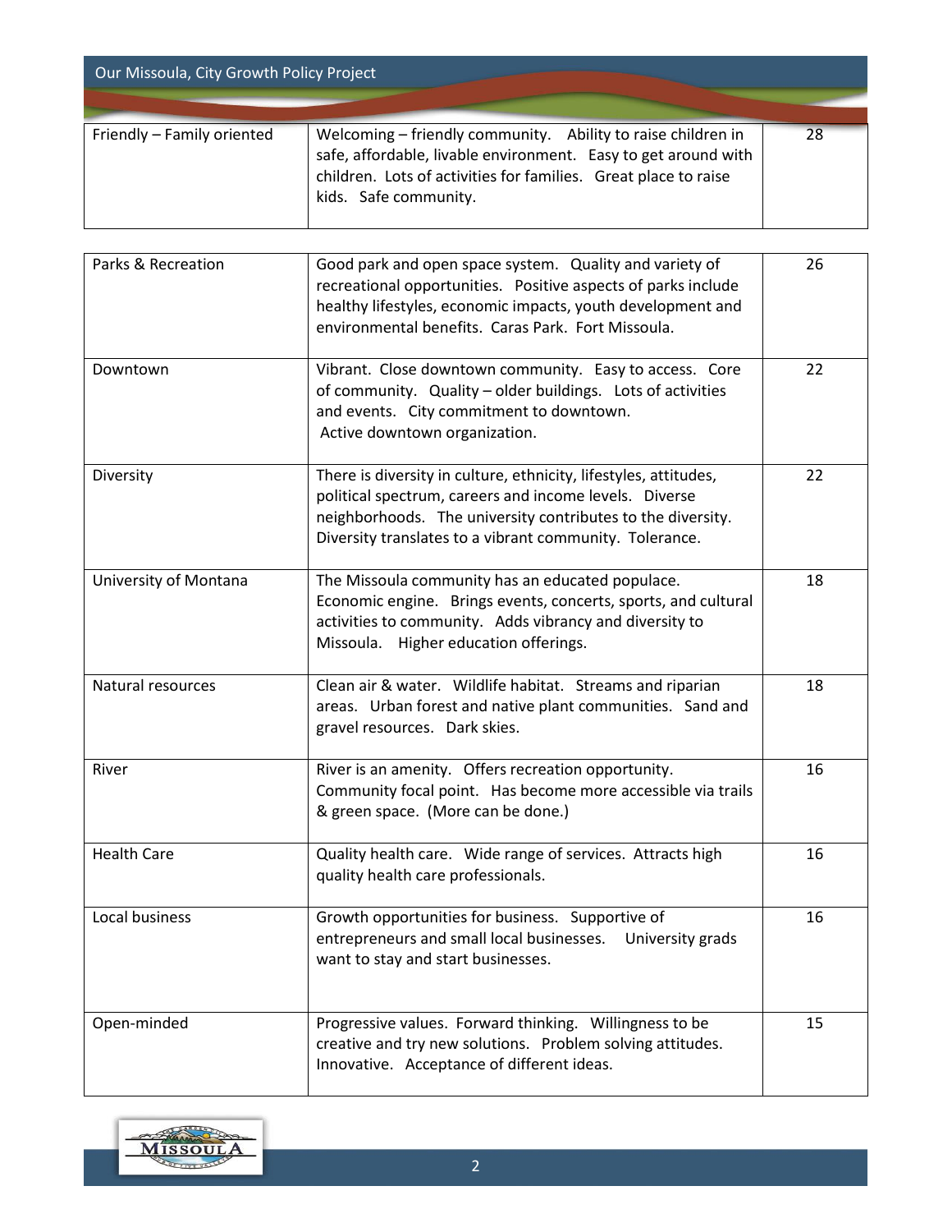| Friendly – Family oriented | Welcoming – friendly community. Ability to raise children in safe, affordable, livable environment. Easy to get around with children. Lots of activities for families. Great place to raise kids. Safe community. | 28 |
|---|---|---|

| Parks & Recreation | Good park and open space system. Quality and variety of recreational opportunities. Positive aspects of parks include healthy lifestyles, economic impacts, youth development and environmental benefits. Caras Park. Fort Missoula. | 26 |
|---|---|---|
| Downtown | Vibrant. Close downtown community. Easy to access. Core of community. Quality – older buildings. Lots of activities and events. City commitment to downtown. Active downtown organization. | 22 |
| Diversity | There is diversity in culture, ethnicity, lifestyles, attitudes, political spectrum, careers and income levels. Diverse neighborhoods. The university contributes to the diversity. Diversity translates to a vibrant community. Tolerance. | 22 |
| University of Montana | The Missoula community has an educated populace. Economic engine. Brings events, concerts, sports, and cultural activities to community. Adds vibrancy and diversity to Missoula. Higher education offerings. | 18 |
| Natural resources | Clean air & water. Wildlife habitat. Streams and riparian areas. Urban forest and native plant communities. Sand and gravel resources. Dark skies. | 18 |
| River | River is an amenity. Offers recreation opportunity. Community focal point. Has become more accessible via trails & green space. (More can be done.) | 16 |
| Health Care | Quality health care. Wide range of services. Attracts high quality health care professionals. | 16 |
| Local business | Growth opportunities for business. Supportive of entrepreneurs and small local businesses. University grads want to stay and start businesses. | 16 |
| Open-minded | Progressive values. Forward thinking. Willingness to be creative and try new solutions. Problem solving attitudes. Innovative. Acceptance of different ideas. | 15 |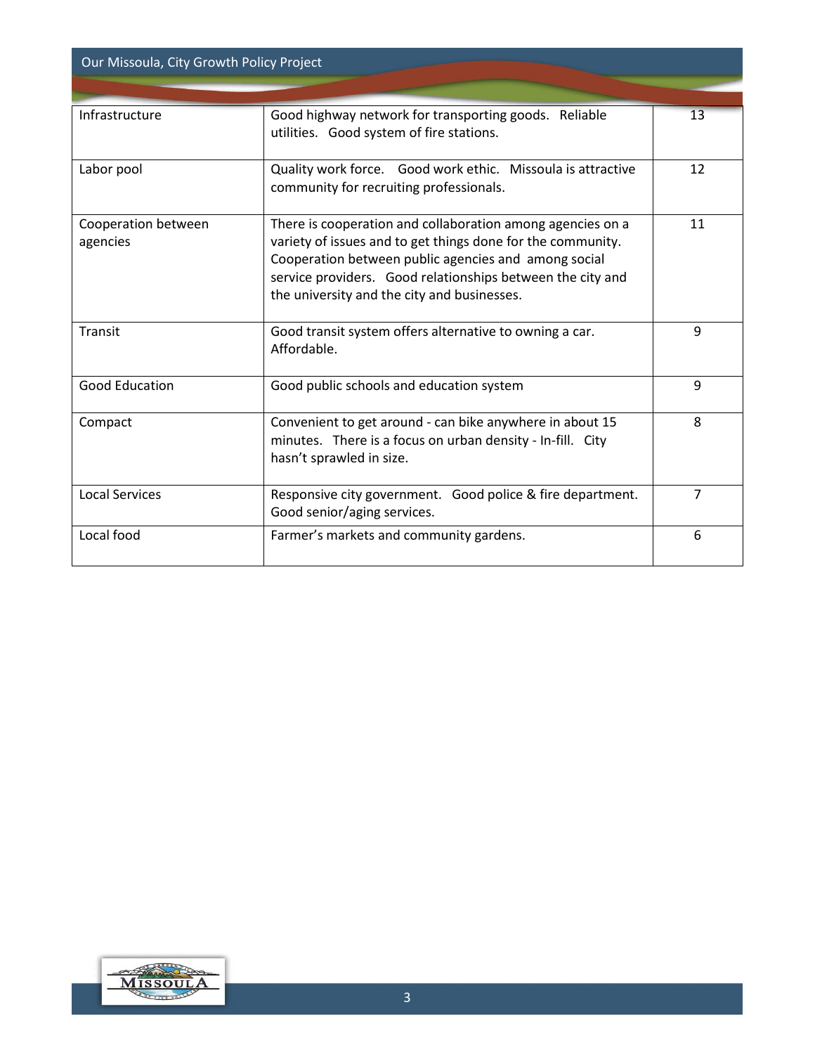| | | |
|---|---|---|
| Infrastructure | Good highway network for transporting goods. Reliable utilities. Good system of fire stations. | 13 |
| Labor pool | Quality work force. Good work ethic. Missoula is attractive community for recruiting professionals. | 12 |
| Cooperation between agencies | There is cooperation and collaboration among agencies on a variety of issues and to get things done for the community. Cooperation between public agencies and among social service providers. Good relationships between the city and the university and the city and businesses. | 11 |
| Transit | Good transit system offers alternative to owning a car. Affordable. | 9 |
| Good Education | Good public schools and education system | 9 |
| Compact | Convenient to get around - can bike anywhere in about 15 minutes. There is a focus on urban density - In-fill. City hasn't sprawled in size. | 8 |
| Local Services | Responsive city government. Good police & fire department. Good senior/aging services. | 7 |
| Local food | Farmer's markets and community gardens. | 6 |